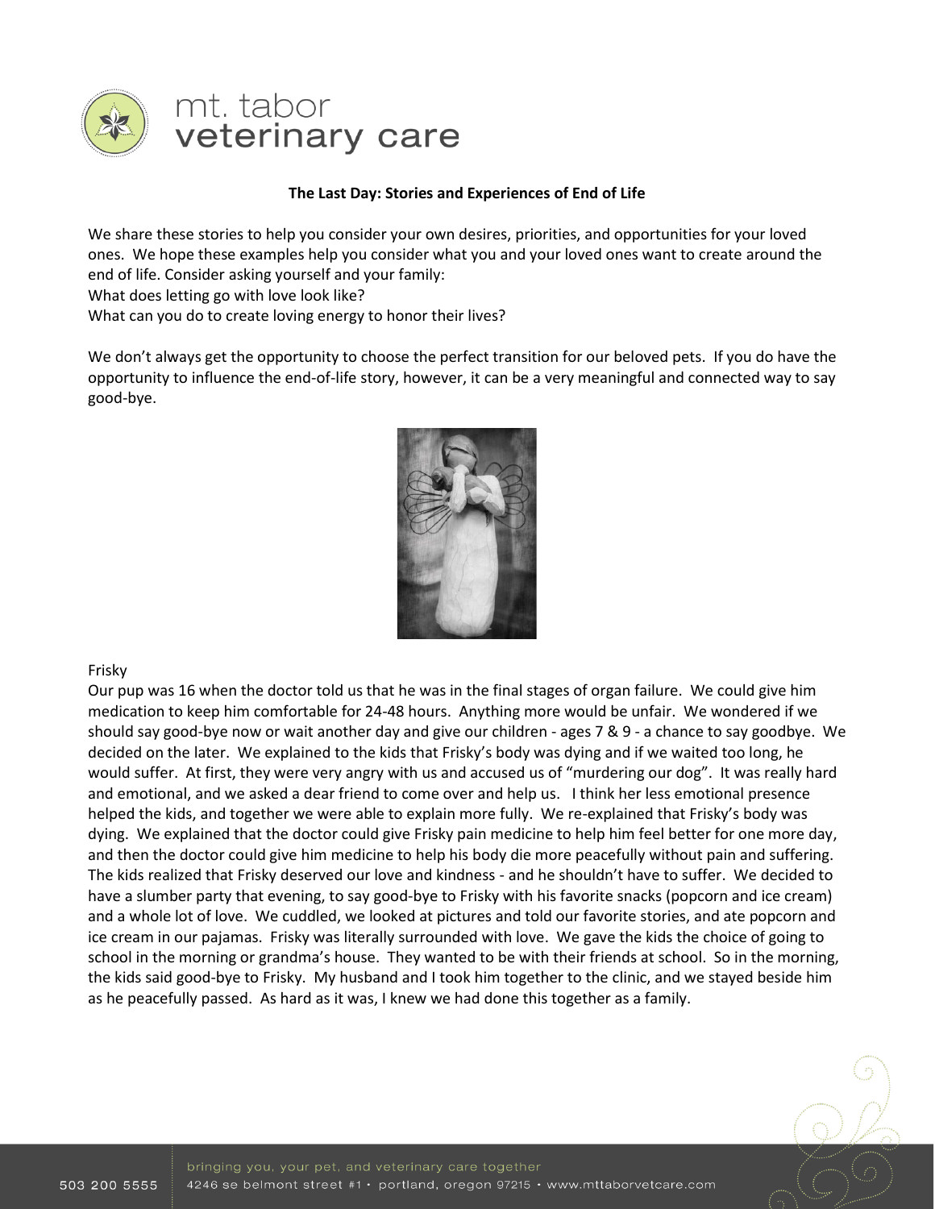# The Last Day: Stories and Experiences of End of Life

We share these stories to help you consider your own desires, priorities, and opportunities for your loved ones. We hope these examples help you consider what you and your loved ones want to create around the end of life. Consider asking yourself and your family:

What does letting go with love look like?

What can you do to create loving energy to honor their lives?

We don't always get the opportunity to choose the perfect transition for our beloved pets. If you do have the opportunity to influence the end-of-life story, however, it can be a very meaningful and connected way to say good-bye.

## Frisky

Our pup was 16 when the doctor told us that he was in the final stages of organ failure. We could give him medication to keep him comfortable for 24-48 hours. Anything more would be unfair. We wondered if we should say good-bye now or wait another day and give our children - ages 7 & 9 - a chance to say goodbye. We decided on the later. We explained to the kids that Frisky's body was dying and if we waited too long, he would suffer. At first, they were very angry with us and accused us of "murdering our dog". It was really hard and emotional, and we asked a dear friend to come over and help us. I think her less emotional presence helped the kids, and together we were able to explain more fully. We re-explained that Frisky's body was dying. We explained that the doctor could give Frisky pain medicine to help him feel better for one more day, and then the doctor could give him medicine to help his body die more peacefully without pain and suffering. The kids realized that Frisky deserved our love and kindness - and he shouldn't have to suffer. We decided to have a slumber party that evening, to say good-bye to Frisky with his favorite snacks (popcorn and ice cream) and a whole lot of love. We cuddled, we looked at pictures and told our favorite stories, and ate popcorn and ice cream in our pajamas. Frisky was literally surrounded with love. We gave the kids the choice of going to school in the morning or grandma's house. They wanted to be with their friends at school. So in the morning, the kids said good-bye to Frisky. My husband and I took him together to the clinic, and we stayed beside him as he peacefully passed. As hard as it was, I knew we had done this together as a family.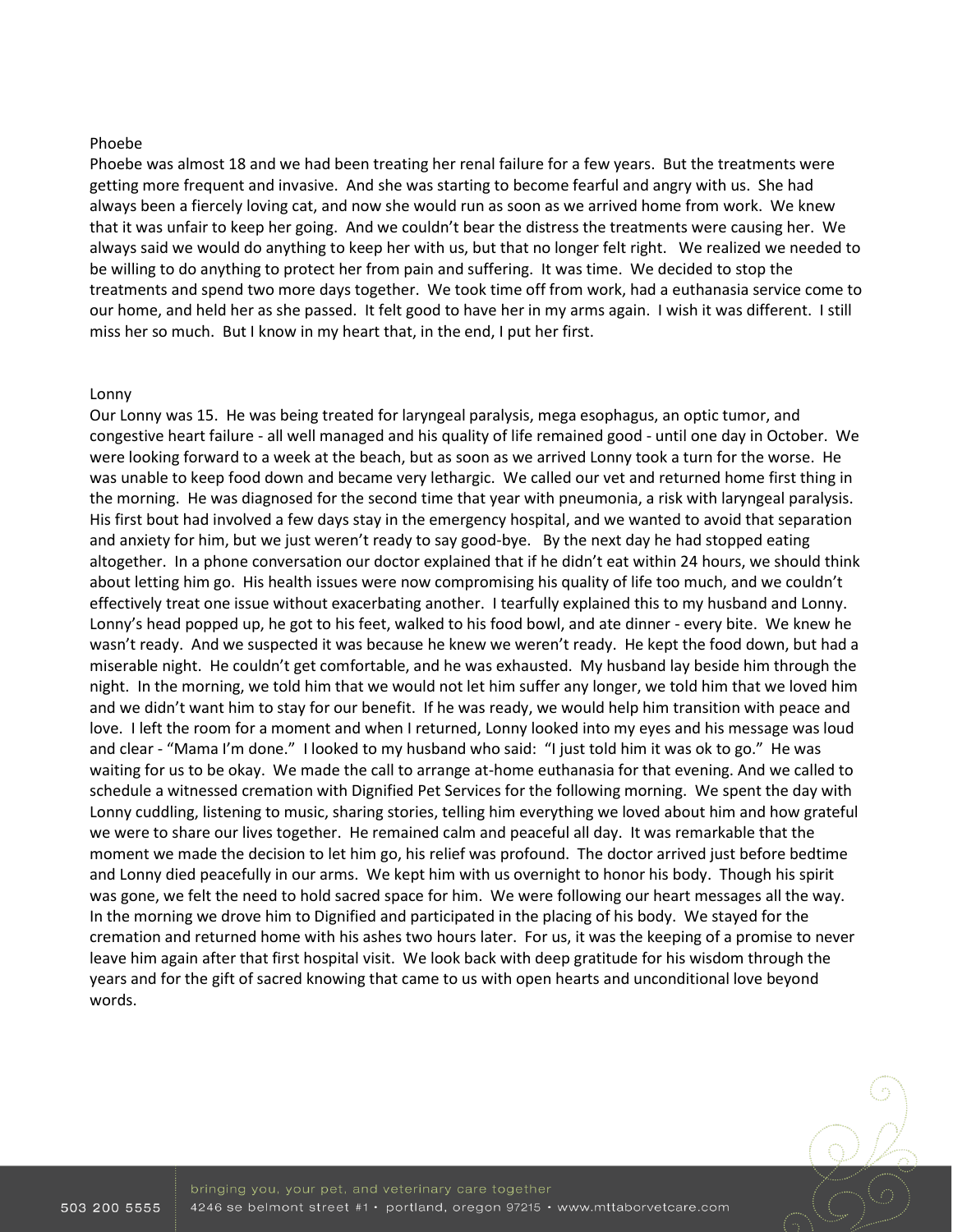## Phoebe

Phoebe was almost 18 and we had been treating her renal failure for a few years. But the treatments were getting more frequent and invasive. And she was starting to become fearful and angry with us. She had always been a fiercely loving cat, and now she would run as soon as we arrived home from work. We knew that it was unfair to keep her going. And we couldn't bear the distress the treatments were causing her. We always said we would do anything to keep her with us, but that no longer felt right. We realized we needed to be willing to do anything to protect her from pain and suffering. It was time. We decided to stop the treatments and spend two more days together. We took time off from work, had a euthanasia service come to our home, and held her as she passed. It felt good to have her in my arms again. I wish it was different. I still miss her so much. But I know in my heart that, in the end, I put her first.

## Lonny

Our Lonny was 15. He was being treated for laryngeal paralysis, mega esophagus, an optic tumor, and congestive heart failure - all well managed and his quality of life remained good - until one day in October. We were looking forward to a week at the beach, but as soon as we arrived Lonny took a turn for the worse. He was unable to keep food down and became very lethargic. We called our vet and returned home first thing in the morning. He was diagnosed for the second time that year with pneumonia, a risk with laryngeal paralysis. His first bout had involved a few days stay in the emergency hospital, and we wanted to avoid that separation and anxiety for him, but we just weren't ready to say good-bye. By the next day he had stopped eating altogether. In a phone conversation our doctor explained that if he didn't eat within 24 hours, we should think about letting him go. His health issues were now compromising his quality of life too much, and we couldn't effectively treat one issue without exacerbating another. I tearfully explained this to my husband and Lonny. Lonny's head popped up, he got to his feet, walked to his food bowl, and ate dinner - every bite. We knew he wasn't ready. And we suspected it was because he knew we weren't ready. He kept the food down, but had a miserable night. He couldn't get comfortable, and he was exhausted. My husband lay beside him through the night. In the morning, we told him that we would not let him suffer any longer, we told him that we loved him and we didn't want him to stay for our benefit. If he was ready, we would help him transition with peace and love. I left the room for a moment and when I returned, Lonny looked into my eyes and his message was loud and clear - "Mama I'm done." I looked to my husband who said: "I just told him it was ok to go." He was waiting for us to be okay. We made the call to arrange at-home euthanasia for that evening. And we called to schedule a witnessed cremation with Dignified Pet Services for the following morning. We spent the day with Lonny cuddling, listening to music, sharing stories, telling him everything we loved about him and how grateful we were to share our lives together. He remained calm and peaceful all day. It was remarkable that the moment we made the decision to let him go, his relief was profound. The doctor arrived just before bedtime and Lonny died peacefully in our arms. We kept him with us overnight to honor his body. Though his spirit was gone, we felt the need to hold sacred space for him. We were following our heart messages all the way. In the morning we drove him to Dignified and participated in the placing of his body. We stayed for the cremation and returned home with his ashes two hours later. For us, it was the keeping of a promise to never leave him again after that first hospital visit. We look back with deep gratitude for his wisdom through the years and for the gift of sacred knowing that came to us with open hearts and unconditional love beyond words.